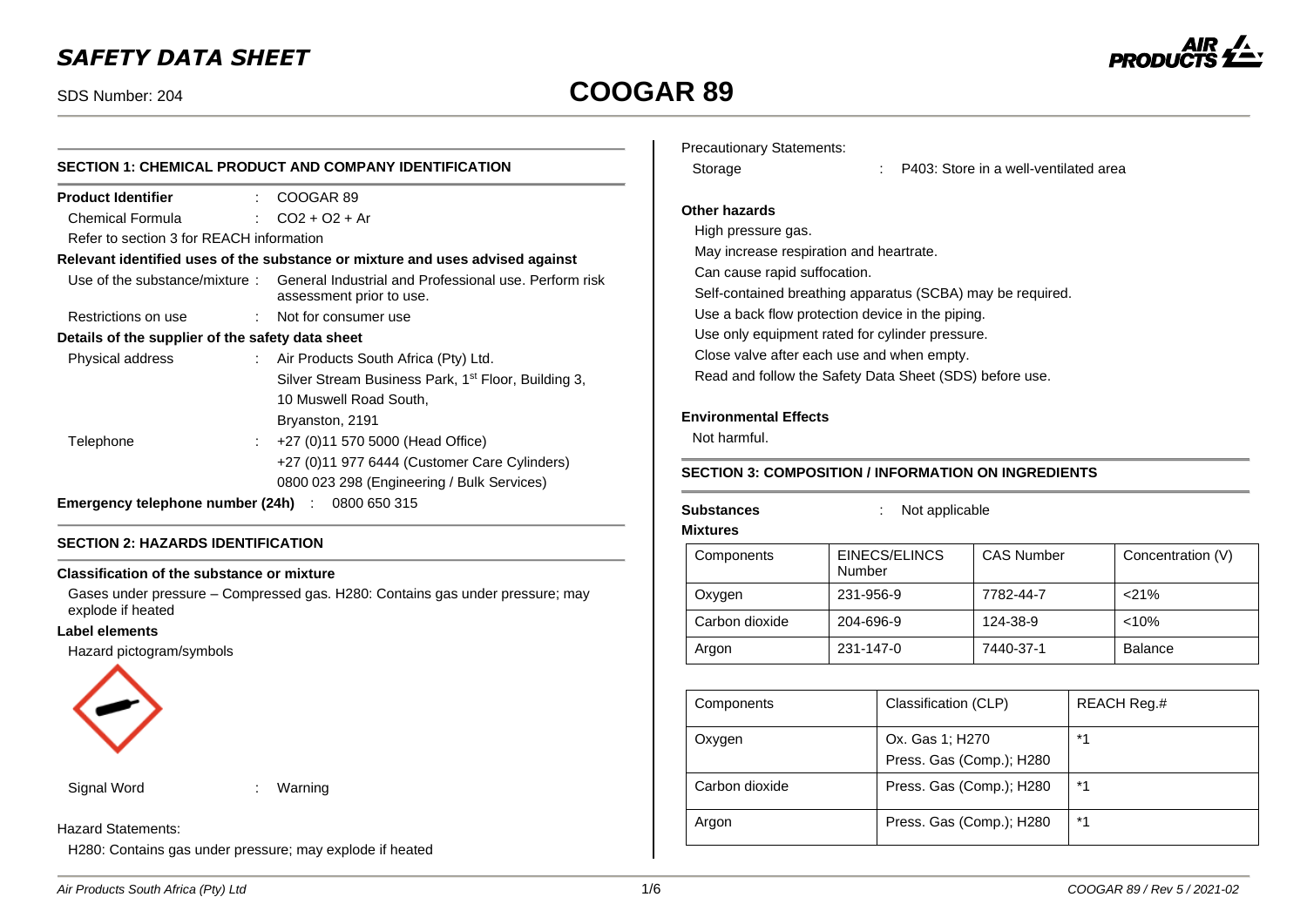# SAFETY DATA SHEET

SDS Number: 204

# COOGAR 89

## SECTION 1: CHEMICAL PRODUCT AND COMPANY IDENTIFICATION

**Product Identifier** : COOGAR 89

Chemical Formula : $CO_2 + O_2 + Ar$

Refer to section 3 for REACH information

**Relevant identified uses of the substance or mixture and uses advised against**

Use of the substance/mixture : General Industrial and Professional use. Perform risk assessment prior to use.

Restrictions on use : Not for consumer use

**Details of the supplier of the safety data sheet**

Physical address : Air Products South Africa (Pty) Ltd.
Silver Stream Business Park, 1st Floor, Building 3,
10 Muswell Road South,
Bryanston, 2191

Telephone : +27 (0)11 570 5000 (Head Office)
+27 (0)11 977 6444 (Customer Care Cylinders)
0800 023 298 (Engineering / Bulk Services)

**Emergency telephone number (24h)** : 0800 650 315

## SECTION 2: HAZARDS IDENTIFICATION

**Classification of the substance or mixture**

Gases under pressure – Compressed gas. H280: Contains gas under pressure; may explode if heated

**Label elements**

Hazard pictogram/symbols

Signal Word : Warning

Hazard Statements:

H280: Contains gas under pressure; may explode if heated

Precautionary Statements:

Storage : P403: Store in a well-ventilated area

**Other hazards**

High pressure gas.
May increase respiration and heartrate.
Can cause rapid suffocation.
Self-contained breathing apparatus (SCBA) may be required.
Use a back flow protection device in the piping.
Use only equipment rated for cylinder pressure.
Close valve after each use and when empty.
Read and follow the Safety Data Sheet (SDS) before use.

**Environmental Effects**

Not harmful.

## SECTION 3: COMPOSITION / INFORMATION ON INGREDIENTS

**Substances** : Not applicable

**Mixtures**

| Components | EINECS/ELINCS Number | CAS Number | Concentration (V) |
|---|---|---|---|
| Oxygen | 231-956-9 | 7782-44-7 | <21% |
| Carbon dioxide | 204-696-9 | 124-38-9 | <10% |
| Argon | 231-147-0 | 7440-37-1 | Balance |

| Components | Classification (CLP) | REACH Reg.# |
|---|---|---|
| Oxygen | Ox. Gas 1; H270<br>Press. Gas (Comp.); H280 | *1 |
| Carbon dioxide | Press. Gas (Comp.); H280 | *1 |
| Argon | Press. Gas (Comp.); H280 | *1 |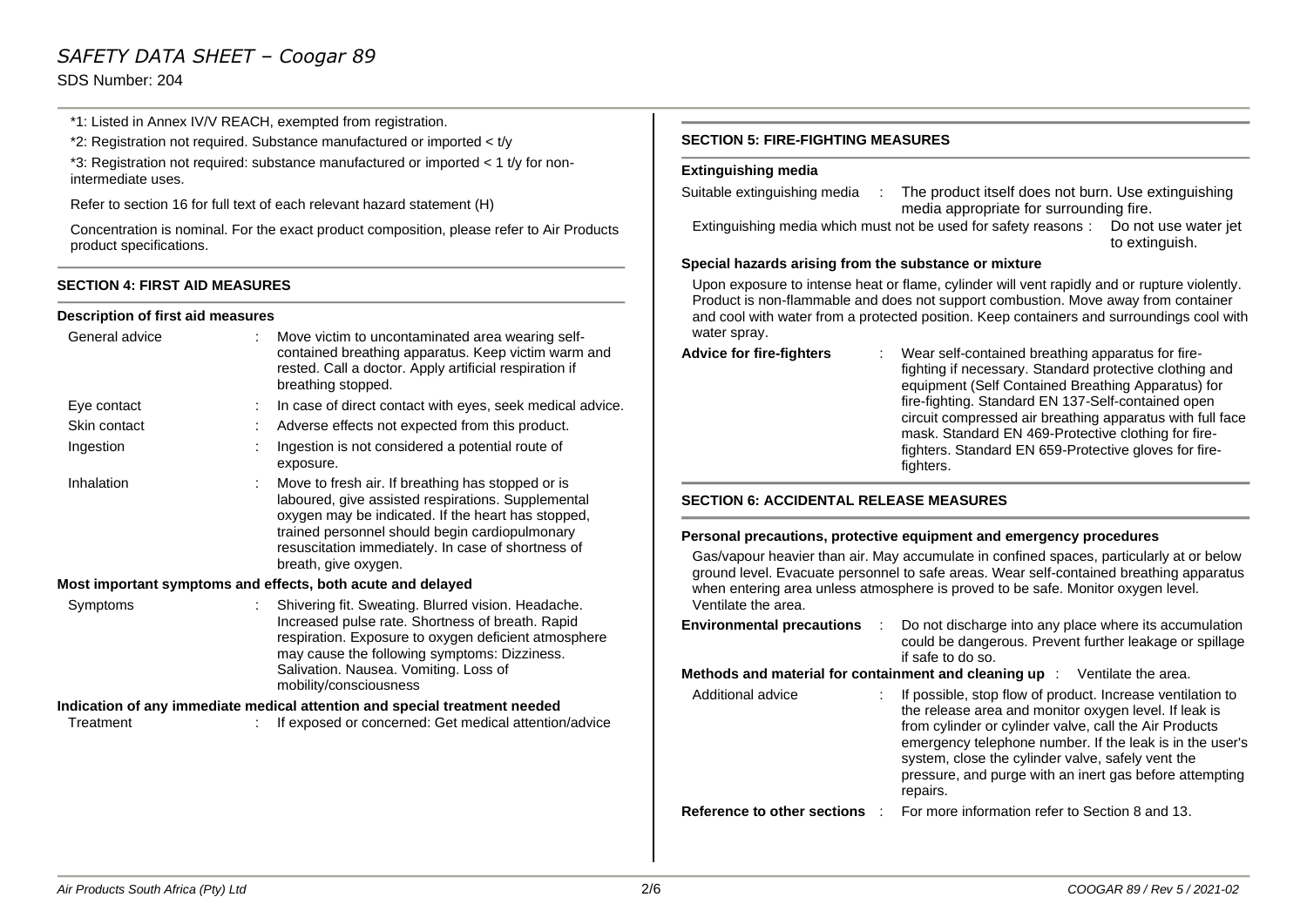*1: Listed in Annex IV/V REACH, exempted from registration.

*2: Registration not required. Substance manufactured or imported < t/y

*3: Registration not required: substance manufactured or imported < 1 t/y for non-intermediate uses.

Refer to section 16 for full text of each relevant hazard statement (H)

Concentration is nominal. For the exact product composition, please refer to Air Products product specifications.

## SECTION 4: FIRST AID MEASURES

### Description of first aid measures

General advice : Move victim to uncontaminated area wearing self-contained breathing apparatus. Keep victim warm and rested. Call a doctor. Apply artificial respiration if breathing stopped.

Eye contact : In case of direct contact with eyes, seek medical advice.

Skin contact : Adverse effects not expected from this product.

Ingestion : Ingestion is not considered a potential route of exposure.

Inhalation : Move to fresh air. If breathing has stopped or is laboured, give assisted respirations. Supplemental oxygen may be indicated. If the heart has stopped, trained personnel should begin cardiopulmonary resuscitation immediately. In case of shortness of breath, give oxygen.

### Most important symptoms and effects, both acute and delayed

Symptoms : Shivering fit. Sweating. Blurred vision. Headache. Increased pulse rate. Shortness of breath. Rapid respiration. Exposure to oxygen deficient atmosphere may cause the following symptoms: Dizziness. Salivation. Nausea. Vomiting. Loss of mobility/consciousness

### Indication of any immediate medical attention and special treatment needed

Treatment : If exposed or concerned: Get medical attention/advice

## SECTION 5: FIRE-FIGHTING MEASURES

### Extinguishing media

Suitable extinguishing media : The product itself does not burn. Use extinguishing media appropriate for surrounding fire.

Extinguishing media which must not be used for safety reasons : Do not use water jet to extinguish.

### Special hazards arising from the substance or mixture

Upon exposure to intense heat or flame, cylinder will vent rapidly and or rupture violently. Product is non-flammable and does not support combustion. Move away from container and cool with water from a protected position. Keep containers and surroundings cool with water spray.

**Advice for fire-fighters** : Wear self-contained breathing apparatus for fire-fighting if necessary. Standard protective clothing and equipment (Self Contained Breathing Apparatus) for fire-fighting. Standard EN 137-Self-contained open circuit compressed air breathing apparatus with full face mask. Standard EN 469-Protective clothing for fire-fighters. Standard EN 659-Protective gloves for fire-fighters.

## SECTION 6: ACCIDENTAL RELEASE MEASURES

### Personal precautions, protective equipment and emergency procedures

Gas/vapour heavier than air. May accumulate in confined spaces, particularly at or below ground level. Evacuate personnel to safe areas. Wear self-contained breathing apparatus when entering area unless atmosphere is proved to be safe. Monitor oxygen level. Ventilate the area.

**Environmental precautions** : Do not discharge into any place where its accumulation could be dangerous. Prevent further leakage or spillage if safe to do so.

**Methods and material for containment and cleaning up** : Ventilate the area.

Additional advice : If possible, stop flow of product. Increase ventilation to the release area and monitor oxygen level. If leak is from cylinder or cylinder valve, call the Air Products emergency telephone number. If the leak is in the user's system, close the cylinder valve, safely vent the pressure, and purge with an inert gas before attempting repairs.

**Reference to other sections** : For more information refer to Section 8 and 13.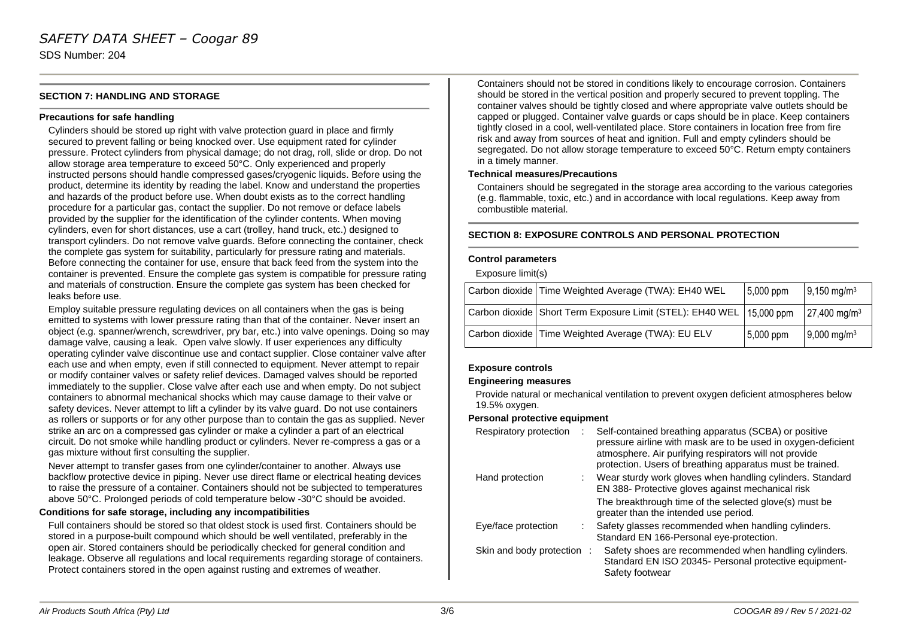## SECTION 7: HANDLING AND STORAGE

**Precautions for safe handling**

Cylinders should be stored up right with valve protection guard in place and firmly secured to prevent falling or being knocked over. Use equipment rated for cylinder pressure. Protect cylinders from physical damage; do not drag, roll, slide or drop. Do not allow storage area temperature to exceed 50°C. Only experienced and properly instructed persons should handle compressed gases/cryogenic liquids. Before using the product, determine its identity by reading the label. Know and understand the properties and hazards of the product before use. When doubt exists as to the correct handling procedure for a particular gas, contact the supplier. Do not remove or deface labels provided by the supplier for the identification of the cylinder contents. When moving cylinders, even for short distances, use a cart (trolley, hand truck, etc.) designed to transport cylinders. Do not remove valve guards. Before connecting the container, check the complete gas system for suitability, particularly for pressure rating and materials. Before connecting the container for use, ensure that back feed from the system into the container is prevented. Ensure the complete gas system is compatible for pressure rating and materials of construction. Ensure the complete gas system has been checked for leaks before use.

Employ suitable pressure regulating devices on all containers when the gas is being emitted to systems with lower pressure rating than that of the container. Never insert an object (e.g. spanner/wrench, screwdriver, pry bar, etc.) into valve openings. Doing so may damage valve, causing a leak. Open valve slowly. If user experiences any difficulty operating cylinder valve discontinue use and contact supplier. Close container valve after each use and when empty, even if still connected to equipment. Never attempt to repair or modify container valves or safety relief devices. Damaged valves should be reported immediately to the supplier. Close valve after each use and when empty. Do not subject containers to abnormal mechanical shocks which may cause damage to their valve or safety devices. Never attempt to lift a cylinder by its valve guard. Do not use containers as rollers or supports or for any other purpose than to contain the gas as supplied. Never strike an arc on a compressed gas cylinder or make a cylinder a part of an electrical circuit. Do not smoke while handling product or cylinders. Never re-compress a gas or a gas mixture without first consulting the supplier.

Never attempt to transfer gases from one cylinder/container to another. Always use backflow protective device in piping. Never use direct flame or electrical heating devices to raise the pressure of a container. Containers should not be subjected to temperatures above 50°C. Prolonged periods of cold temperature below -30°C should be avoided.

**Conditions for safe storage, including any incompatibilities**

Full containers should be stored so that oldest stock is used first. Containers should be stored in a purpose-built compound which should be well ventilated, preferably in the open air. Stored containers should be periodically checked for general condition and leakage. Observe all regulations and local requirements regarding storage of containers. Protect containers stored in the open against rusting and extremes of weather.

Containers should not be stored in conditions likely to encourage corrosion. Containers should be stored in the vertical position and properly secured to prevent toppling. The container valves should be tightly closed and where appropriate valve outlets should be capped or plugged. Container valve guards or caps should be in place. Keep containers tightly closed in a cool, well-ventilated place. Store containers in location free from fire risk and away from sources of heat and ignition. Full and empty cylinders should be segregated. Do not allow storage temperature to exceed 50°C. Return empty containers in a timely manner.

**Technical measures/Precautions**

Containers should be segregated in the storage area according to the various categories (e.g. flammable, toxic, etc.) and in accordance with local regulations. Keep away from combustible material.

## SECTION 8: EXPOSURE CONTROLS AND PERSONAL PROTECTION

**Control parameters**

Exposure limit(s)

| | | | |
|---|---|---|---|
| Carbon dioxide | Time Weighted Average (TWA): EH40 WEL | 5,000 ppm | 9,150 mg/m$^3$ |
| Carbon dioxide | Short Term Exposure Limit (STEL): EH40 WEL | 15,000 ppm | 27,400 mg/m$^3$ |
| Carbon dioxide | Time Weighted Average (TWA): EU ELV | 5,000 ppm | 9,000 mg/m$^3$ |

**Exposure controls**

**Engineering measures**

Provide natural or mechanical ventilation to prevent oxygen deficient atmospheres below 19.5% oxygen.

**Personal protective equipment**

Respiratory protection : Self-contained breathing apparatus (SCBA) or positive pressure airline with mask are to be used in oxygen-deficient atmosphere. Air purifying respirators will not provide protection. Users of breathing apparatus must be trained.

Hand protection : Wear sturdy work gloves when handling cylinders. Standard EN 388- Protective gloves against mechanical risk

The breakthrough time of the selected glove(s) must be greater than the intended use period.

Eye/face protection : Safety glasses recommended when handling cylinders. Standard EN 166-Personal eye-protection.

Skin and body protection : Safety shoes are recommended when handling cylinders. Standard EN ISO 20345- Personal protective equipment-Safety footwear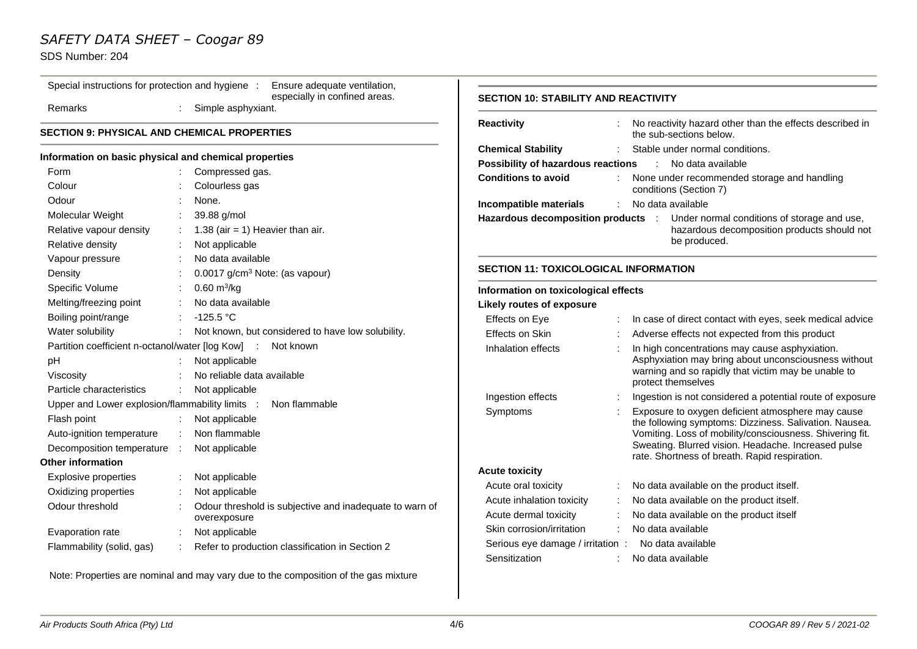| | | |
|---|---|---|
| Special instructions for protection and hygiene | : | Ensure adequate ventilation, especially in confined areas. |
| Remarks | : | Simple asphyxiant. |

## SECTION 9: PHYSICAL AND CHEMICAL PROPERTIES

### Information on basic physical and chemical properties

| | | |
|---|---|---|
| Form | : | Compressed gas. |
| Colour | : | Colourless gas |
| Odour | : | None. |
| Molecular Weight | : | 39.88 g/mol |
| Relative vapour density | : | 1.38 (air = 1) Heavier than air. |
| Relative density | : | Not applicable |
| Vapour pressure | : | No data available |
| Density | : | 0.0017 g/cm$^3$ Note: (as vapour) |
| Specific Volume | : | 0.60 m$^3$/kg |
| Melting/freezing point | : | No data available |
| Boiling point/range | : | -125.5 °C |
| Water solubility | : | Not known, but considered to have low solubility. |
| Partition coefficient n-octanol/water [log Kow] | : | Not known |
| pH | : | Not applicable |
| Viscosity | : | No reliable data available |
| Particle characteristics | : | Not applicable |
| Upper and Lower explosion/flammability limits | : | Non flammable |
| Flash point | : | Not applicable |
| Auto-ignition temperature | : | Non flammable |
| Decomposition temperature | : | Not applicable |

### Other information

| | | |
|---|---|---|
| Explosive properties | : | Not applicable |
| Oxidizing properties | : | Not applicable |
| Odour threshold | : | Odour threshold is subjective and inadequate to warn of overexposure |
| Evaporation rate | : | Not applicable |
| Flammability (solid, gas) | : | Refer to production classification in Section 2 |

Note: Properties are nominal and may vary due to the composition of the gas mixture

## SECTION 10: STABILITY AND REACTIVITY

| | | |
|---|---|---|
| **Reactivity** | : | No reactivity hazard other than the effects described in the sub-sections below. |
| **Chemical Stability** | : | Stable under normal conditions. |
| **Possibility of hazardous reactions** | : | No data available |
| **Conditions to avoid** | : | None under recommended storage and handling conditions (Section 7) |
| **Incompatible materials** | : | No data available |
| **Hazardous decomposition products** | : | Under normal conditions of storage and use, hazardous decomposition products should not be produced. |

## SECTION 11: TOXICOLOGICAL INFORMATION

### Information on toxicological effects

**Likely routes of exposure**

| | | |
|---|---|---|
| Effects on Eye | : | In case of direct contact with eyes, seek medical advice |
| Effects on Skin | : | Adverse effects not expected from this product |
| Inhalation effects | : | In high concentrations may cause asphyxiation. Asphyxiation may bring about unconsciousness without warning and so rapidly that victim may be unable to protect themselves |
| Ingestion effects | : | Ingestion is not considered a potential route of exposure |
| Symptoms | : | Exposure to oxygen deficient atmosphere may cause the following symptoms: Dizziness. Salivation. Nausea. Vomiting. Loss of mobility/consciousness. Shivering fit. Sweating. Blurred vision. Headache. Increased pulse rate. Shortness of breath. Rapid respiration. |

**Acute toxicity**

| | | |
|---|---|---|
| Acute oral toxicity | : | No data available on the product itself. |
| Acute inhalation toxicity | : | No data available on the product itself. |
| Acute dermal toxicity | : | No data available on the product itself |
| Skin corrosion/irritation | : | No data available |
| Serious eye damage / irritation | : | No data available |
| Sensitization | : | No data available |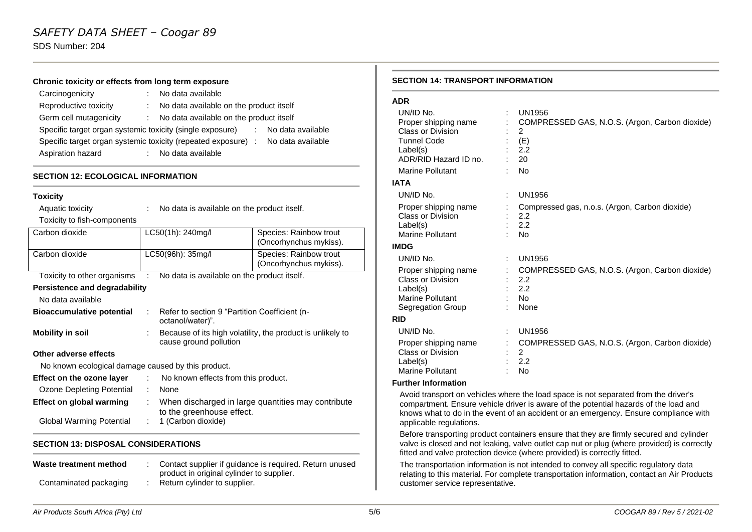**Chronic toxicity or effects from long term exposure**

Carcinogenicity : No data available

Reproductive toxicity : No data available on the product itself

Germ cell mutagenicity : No data available on the product itself

Specific target organ systemic toxicity (single exposure) : No data available

Specific target organ systemic toxicity (repeated exposure) : No data available

Aspiration hazard : No data available

## SECTION 12: ECOLOGICAL INFORMATION

### Toxicity

Aquatic toxicity : No data is available on the product itself.

Toxicity to fish-components

| Carbon dioxide | LC50(1h): 240mg/l | Species: Rainbow trout (Oncorhynchus mykiss). |
|---|---|---|
| Carbon dioxide | LC50(96h): 35mg/l | Species: Rainbow trout (Oncorhynchus mykiss). |

Toxicity to other organisms : No data is available on the product itself.

**Persistence and degradability**

No data available

**Bioaccumulative potential** : Refer to section 9 "Partition Coefficient (n-octanol/water)".

**Mobility in soil** : Because of its high volatility, the product is unlikely to cause ground pollution

**Other adverse effects**

No known ecological damage caused by this product.

**Effect on the ozone layer** : No known effects from this product.

Ozone Depleting Potential : None

**Effect on global warming** : When discharged in large quantities may contribute to the greenhouse effect.

Global Warming Potential : 1 (Carbon dioxide)

## SECTION 13: DISPOSAL CONSIDERATIONS

**Waste treatment method** : Contact supplier if guidance is required. Return unused product in original cylinder to supplier.

Contaminated packaging : Return cylinder to supplier.

## SECTION 14: TRANSPORT INFORMATION

**ADR**

UN/ID No. : UN1956
Proper shipping name : COMPRESSED GAS, N.O.S. (Argon, Carbon dioxide)
Class or Division : 2
Tunnel Code : (E)
Label(s) : 2.2
ADR/RID Hazard ID no. : 20
Marine Pollutant : No

**IATA**

UN/ID No. : UN1956
Proper shipping name : Compressed gas, n.o.s. (Argon, Carbon dioxide)
Class or Division : 2.2
Label(s) : 2.2
Marine Pollutant : No

**IMDG**

UN/ID No. : UN1956
Proper shipping name : COMPRESSED GAS, N.O.S. (Argon, Carbon dioxide)
Class or Division : 2.2
Label(s) : 2.2
Marine Pollutant : No
Segregation Group : None

**RID**

UN/ID No. : UN1956
Proper shipping name : COMPRESSED GAS, N.O.S. (Argon, Carbon dioxide)
Class or Division : 2
Label(s) : 2.2
Marine Pollutant : No

**Further Information**

Avoid transport on vehicles where the load space is not separated from the driver's compartment. Ensure vehicle driver is aware of the potential hazards of the load and knows what to do in the event of an accident or an emergency. Ensure compliance with applicable regulations.

Before transporting product containers ensure that they are firmly secured and cylinder valve is closed and not leaking, valve outlet cap nut or plug (where provided) is correctly fitted and valve protection device (where provided) is correctly fitted.

The transportation information is not intended to convey all specific regulatory data relating to this material. For complete transportation information, contact an Air Products customer service representative.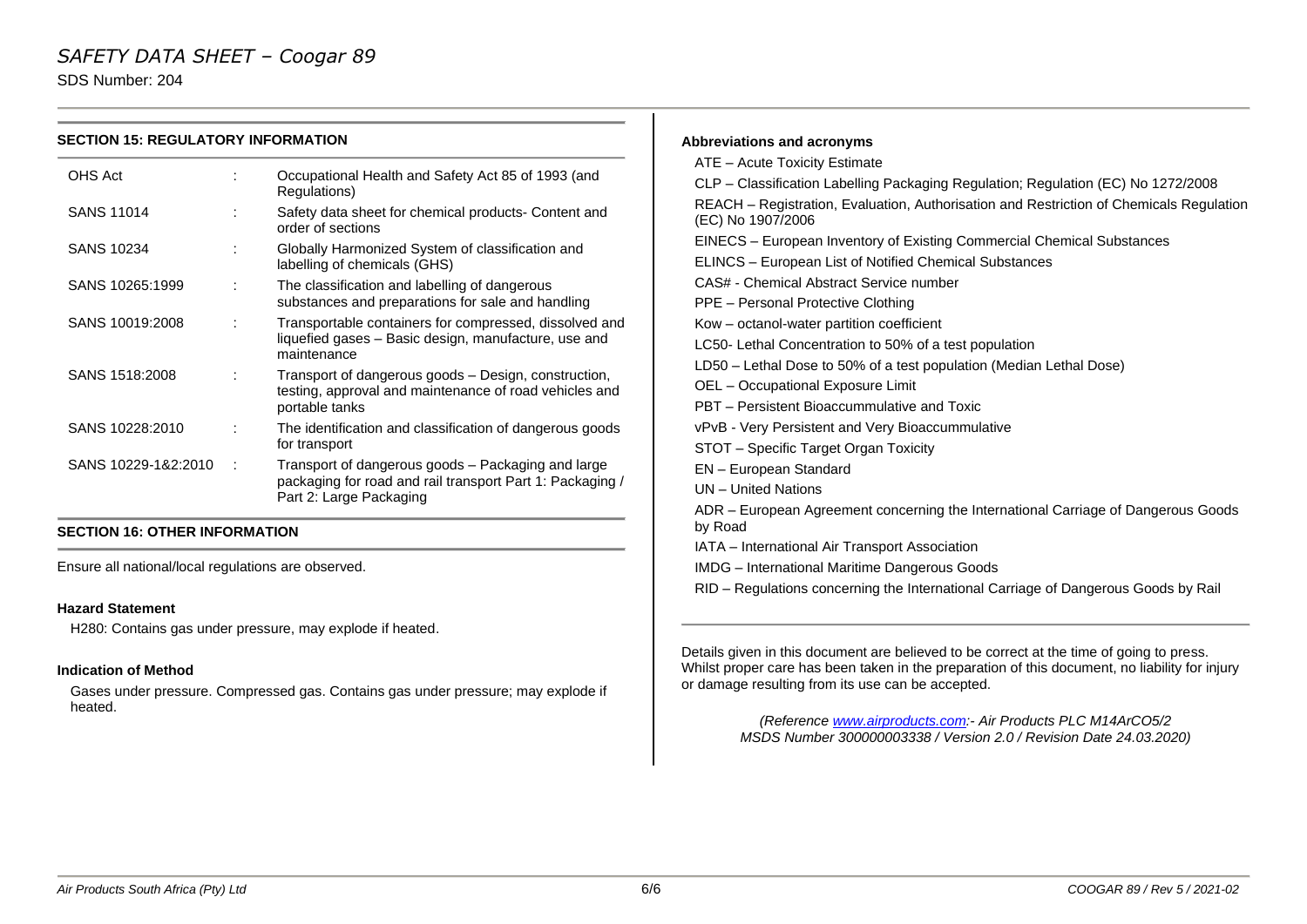## SECTION 15: REGULATORY INFORMATION

| | | |
|---|---|---|
| OHS Act | : | Occupational Health and Safety Act 85 of 1993 (and Regulations) |
| SANS 11014 | : | Safety data sheet for chemical products- Content and order of sections |
| SANS 10234 | : | Globally Harmonized System of classification and labelling of chemicals (GHS) |
| SANS 10265:1999 | : | The classification and labelling of dangerous substances and preparations for sale and handling |
| SANS 10019:2008 | : | Transportable containers for compressed, dissolved and liquefied gases – Basic design, manufacture, use and maintenance |
| SANS 1518:2008 | : | Transport of dangerous goods – Design, construction, testing, approval and maintenance of road vehicles and portable tanks |
| SANS 10228:2010 | : | The identification and classification of dangerous goods for transport |
| SANS 10229-1&2:2010 | : | Transport of dangerous goods – Packaging and large packaging for road and rail transport Part 1: Packaging / Part 2: Large Packaging |

## SECTION 16: OTHER INFORMATION

Ensure all national/local regulations are observed.

### Hazard Statement

H280: Contains gas under pressure, may explode if heated.

### Indication of Method

Gases under pressure. Compressed gas. Contains gas under pressure; may explode if heated.

### Abbreviations and acronyms

ATE – Acute Toxicity Estimate

CLP – Classification Labelling Packaging Regulation; Regulation (EC) No 1272/2008

REACH – Registration, Evaluation, Authorisation and Restriction of Chemicals Regulation (EC) No 1907/2006

EINECS – European Inventory of Existing Commercial Chemical Substances

ELINCS – European List of Notified Chemical Substances

CAS# - Chemical Abstract Service number

PPE – Personal Protective Clothing

Kow – octanol-water partition coefficient

LC50- Lethal Concentration to 50% of a test population

LD50 – Lethal Dose to 50% of a test population (Median Lethal Dose)

OEL – Occupational Exposure Limit

PBT – Persistent Bioaccummulative and Toxic

vPvB - Very Persistent and Very Bioaccummulative

STOT – Specific Target Organ Toxicity

EN – European Standard

UN – United Nations

ADR – European Agreement concerning the International Carriage of Dangerous Goods by Road

IATA – International Air Transport Association

IMDG – International Maritime Dangerous Goods

RID – Regulations concerning the International Carriage of Dangerous Goods by Rail

Details given in this document are believed to be correct at the time of going to press. Whilst proper care has been taken in the preparation of this document, no liability for injury or damage resulting from its use can be accepted.

*(Reference www.airproducts.com:- Air Products PLC M14ArCO5/2 MSDS Number 300000003338 / Version 2.0 / Revision Date 24.03.2020)*